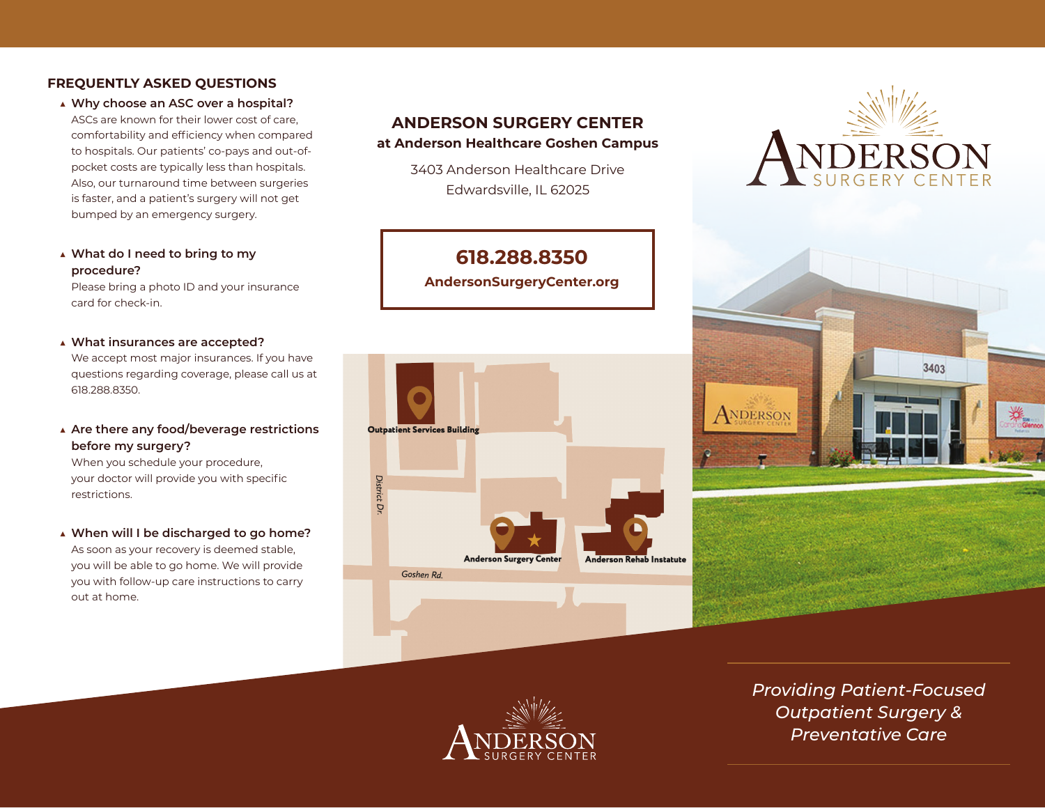## FREQUENTLY ASKED QUESTIONS

- **Why choose an ASC over a hospital?**
  ASCs are known for their lower cost of care, comfortability and efficiency when compared to hospitals. Our patients' co-pays and out-of-pocket costs are typically less than hospitals. Also, our turnaround time between surgeries is faster, and a patient's surgery will not get bumped by an emergency surgery.

- **What do I need to bring to my procedure?**
  Please bring a photo ID and your insurance card for check-in.

- **What insurances are accepted?**
  We accept most major insurances. If you have questions regarding coverage, please call us at 618.288.8350.

- **Are there any food/beverage restrictions before my surgery?**
  When you schedule your procedure, your doctor will provide you with specific restrictions.

- **When will I be discharged to go home?**
  As soon as your recovery is deemed stable, you will be able to go home. We will provide you with follow-up care instructions to carry out at home.

## ANDERSON SURGERY CENTER

**at Anderson Healthcare Goshen Campus**

3403 Anderson Healthcare Drive
Edwardsville, IL 62025

**618.288.8350**
**AndersonSurgeryCenter.org**

Outpatient Services Building

District Dr.

Anderson Surgery Center

Anderson Rehab Instatute

Goshen Rd.

ANDERSON SURGERY CENTER

*Providing Patient-Focused Outpatient Surgery & Preventative Care*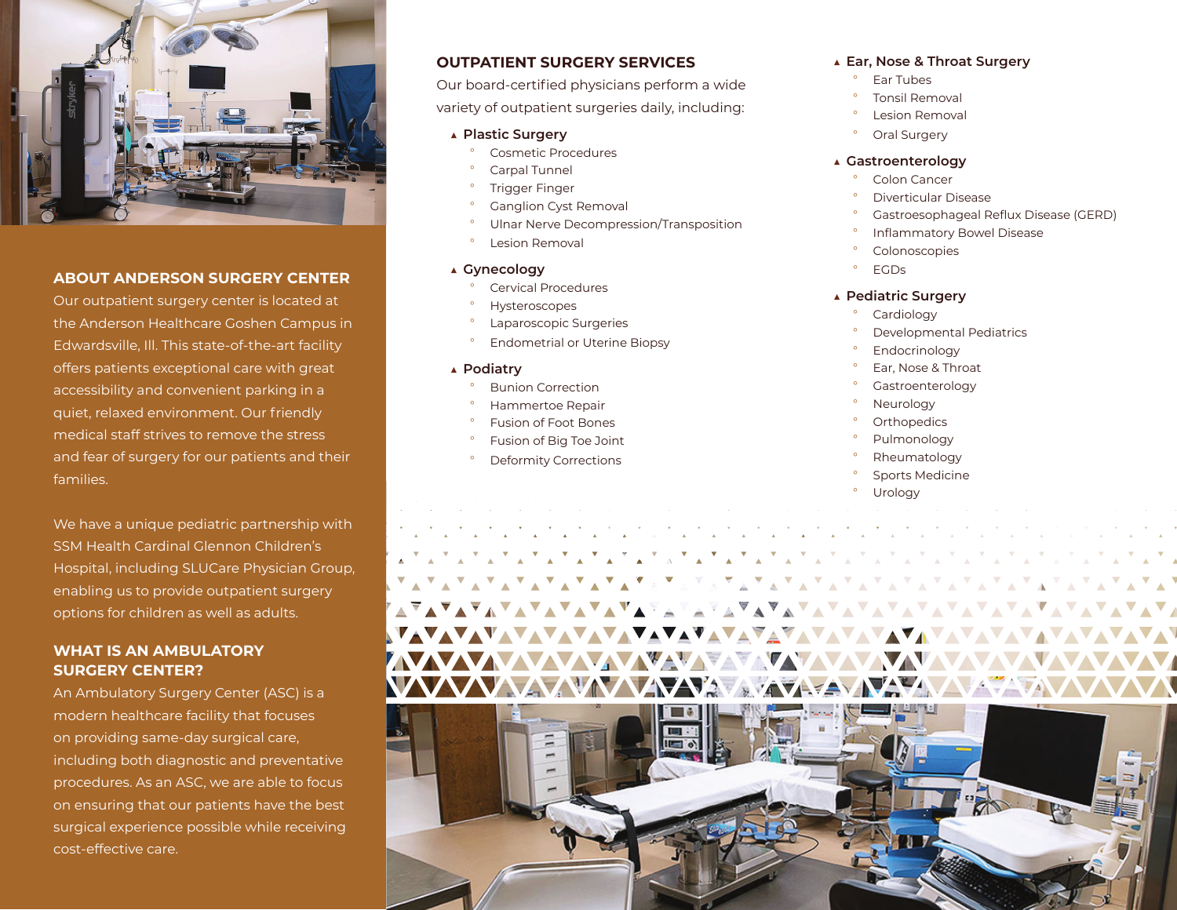## ABOUT ANDERSON SURGERY CENTER

Our outpatient surgery center is located at the Anderson Healthcare Goshen Campus in Edwardsville, Ill. This state-of-the-art facility offers patients exceptional care with great accessibility and convenient parking in a quiet, relaxed environment. Our friendly medical staff strives to remove the stress and fear of surgery for our patients and their families.

We have a unique pediatric partnership with SSM Health Cardinal Glennon Children's Hospital, including SLUCare Physician Group, enabling us to provide outpatient surgery options for children as well as adults.

## WHAT IS AN AMBULATORY SURGERY CENTER?

An Ambulatory Surgery Center (ASC) is a modern healthcare facility that focuses on providing same-day surgical care, including both diagnostic and preventative procedures. As an ASC, we are able to focus on ensuring that our patients have the best surgical experience possible while receiving cost-effective care.

## OUTPATIENT SURGERY SERVICES

Our board-certified physicians perform a wide variety of outpatient surgeries daily, including:

- **Plastic Surgery**
  - Cosmetic Procedures
  - Carpal Tunnel
  - Trigger Finger
  - Ganglion Cyst Removal
  - Ulnar Nerve Decompression/Transposition
  - Lesion Removal
- **Gynecology**
  - Cervical Procedures
  - Hysteroscopes
  - Laparoscopic Surgeries
  - Endometrial or Uterine Biopsy
- **Podiatry**
  - Bunion Correction
  - Hammertoe Repair
  - Fusion of Foot Bones
  - Fusion of Big Toe Joint
  - Deformity Corrections
- **Ear, Nose & Throat Surgery**
  - Ear Tubes
  - Tonsil Removal
  - Lesion Removal
  - Oral Surgery
- **Gastroenterology**
  - Colon Cancer
  - Diverticular Disease
  - Gastroesophageal Reflux Disease (GERD)
  - Inflammatory Bowel Disease
  - Colonoscopies
  - EGDs
- **Pediatric Surgery**
  - Cardiology
  - Developmental Pediatrics
  - Endocrinology
  - Ear, Nose & Throat
  - Gastroenterology
  - Neurology
  - Orthopedics
  - Pulmonology
  - Rheumatology
  - Sports Medicine
  - Urology